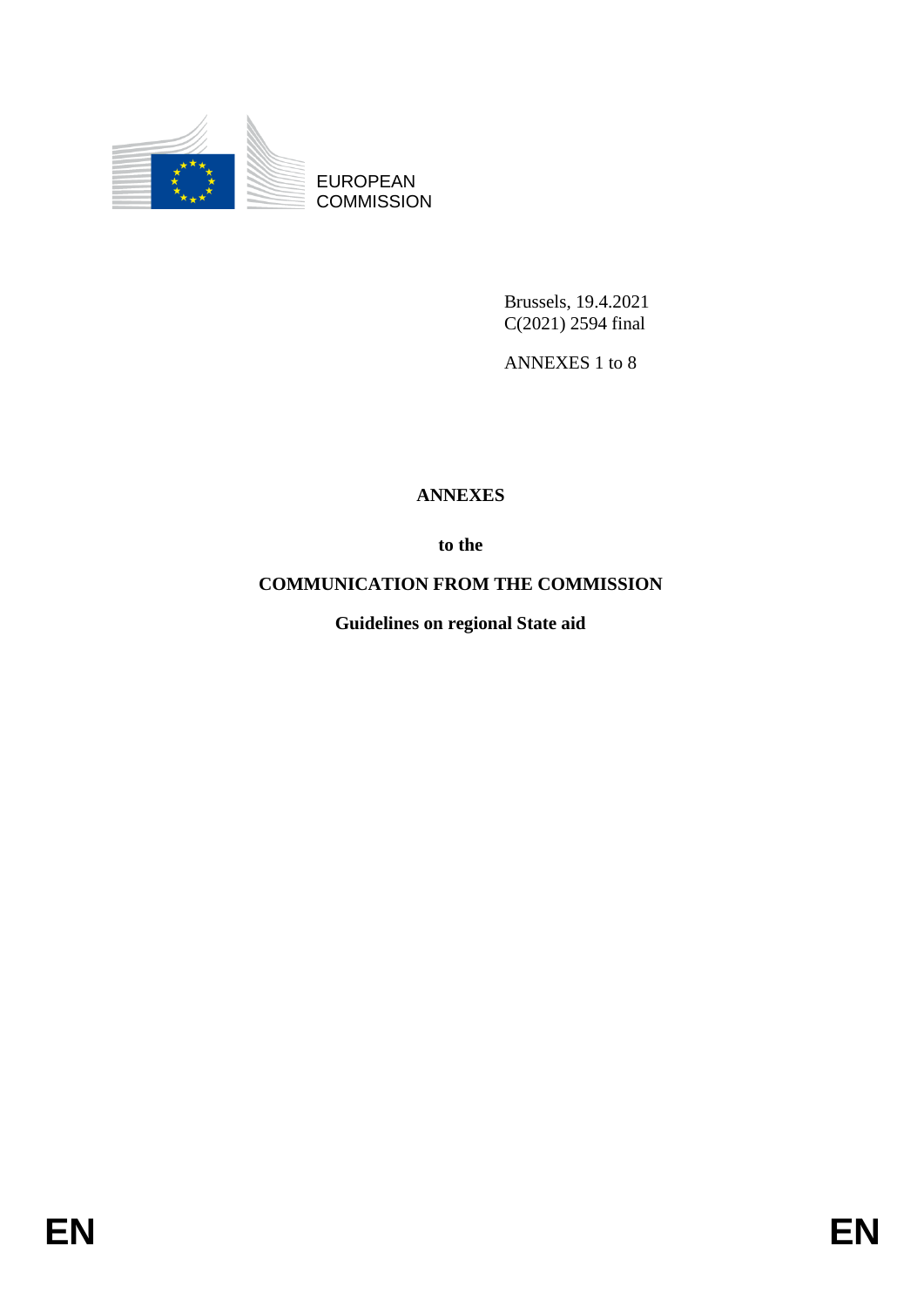EUROPEAN
COMMISSION

Brussels, 19.4.2021
C(2021) 2594 final

ANNEXES 1 to 8

# ANNEXES

**to the**

**COMMUNICATION FROM THE COMMISSION**

**Guidelines on regional State aid**

EN EN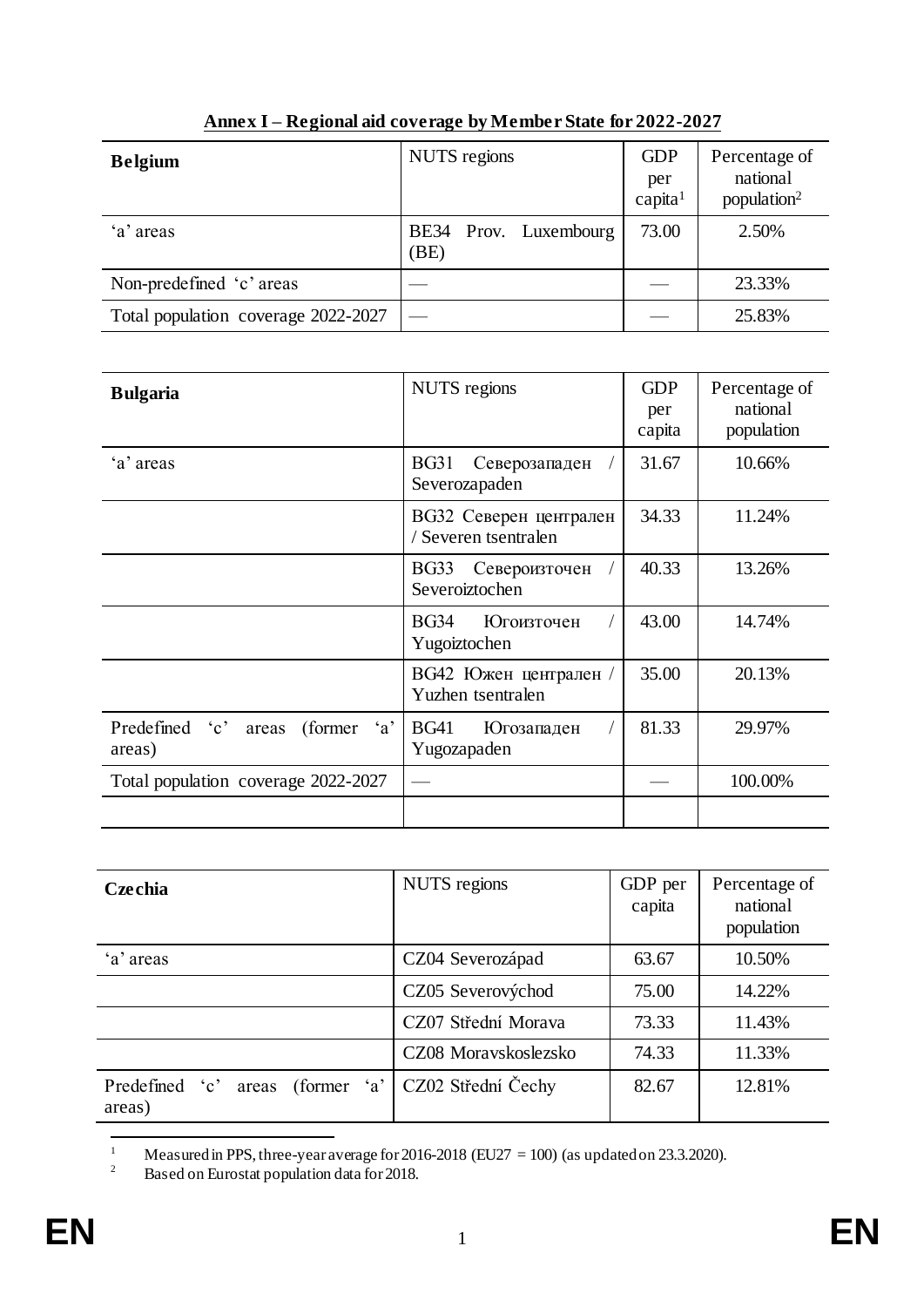**Annex I – Regional aid coverage by Member State for 2022-2027**

| **Belgium** | NUTS regions | GDP per capita[1] | Percentage of national population[2] |
|---|---|---|---|
| 'a' areas | BE34 Prov. Luxembourg (BE) | 73.00 | 2.50% |
| Non-predefined 'c' areas | — | — | 23.33% |
| Total population coverage 2022-2027 | — | — | 25.83% |

| **Bulgaria** | NUTS regions | GDP per capita | Percentage of national population |
|---|---|---|---|
| 'a' areas | BG31 Северозападен / Severozapaden | 31.67 | 10.66% |
| | BG32 Северен централен / Severen tsentralen | 34.33 | 11.24% |
| | BG33 Североизточен / Severoiztochen | 40.33 | 13.26% |
| | BG34 Югоизточен / Yugoiztochen | 43.00 | 14.74% |
| | BG42 Южен централен / Yuzhen tsentralen | 35.00 | 20.13% |
| Predefined 'c' areas (former 'a' areas) | BG41 Югозападен / Yugozapaden | 81.33 | 29.97% |
| Total population coverage 2022-2027 | — | — | 100.00% |
| | | | |

| **Czechia** | NUTS regions | GDP per capita | Percentage of national population |
|---|---|---|---|
| 'a' areas | CZ04 Severozápad | 63.67 | 10.50% |
| | CZ05 Severovýchod | 75.00 | 14.22% |
| | CZ07 Střední Morava | 73.33 | 11.43% |
| | CZ08 Moravskoslezsko | 74.33 | 11.33% |
| Predefined 'c' areas (former 'a' areas) | CZ02 Střední Čechy | 82.67 | 12.81% |

[1] Measured in PPS, three-year average for 2016-2018 (EU27 = 100) (as updated on 23.3.2020).

[2] Based on Eurostat population data for 2018.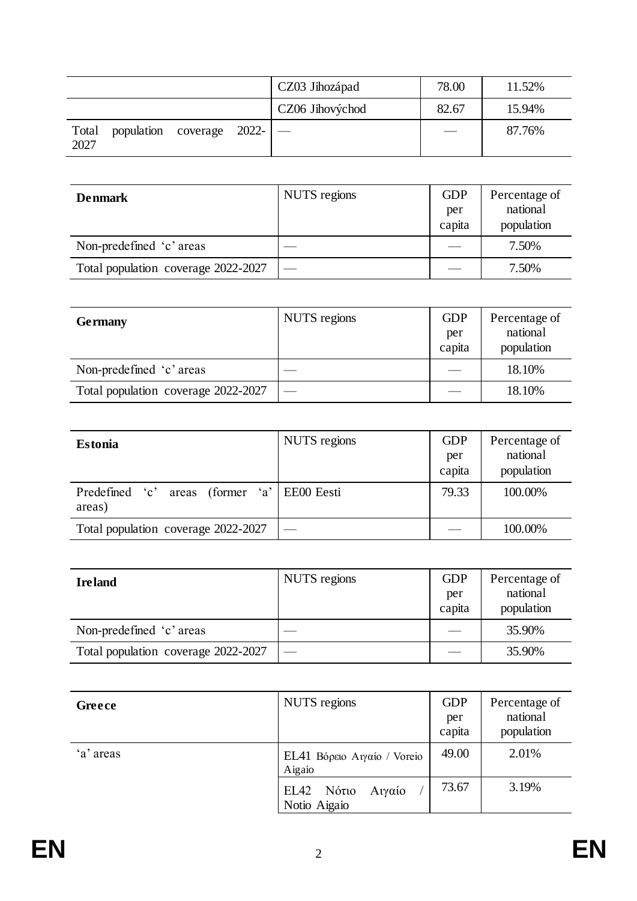|  |  |  |  |
|---|---|---|---|
|  | CZ03 Jihozápad | 78.00 | 11.52% |
|  | CZ06 Jihovýchod | 82.67 | 15.94% |
| Total population coverage 2022-2027 | — | — | 87.76% |

| **Denmark** | NUTS regions | GDP per capita | Percentage of national population |
|---|---|---|---|
| Non-predefined ‘c’ areas | — | — | 7.50% |
| Total population coverage 2022-2027 | — | — | 7.50% |

| **Germany** | NUTS regions | GDP per capita | Percentage of national population |
|---|---|---|---|
| Non-predefined ‘c’ areas | — | — | 18.10% |
| Total population coverage 2022-2027 | — | — | 18.10% |

| **Estonia** | NUTS regions | GDP per capita | Percentage of national population |
|---|---|---|---|
| Predefined ‘c’ areas (former ‘a’ areas) | EE00 Eesti | 79.33 | 100.00% |
| Total population coverage 2022-2027 | — | — | 100.00% |

| **Ireland** | NUTS regions | GDP per capita | Percentage of national population |
|---|---|---|---|
| Non-predefined ‘c’ areas | — | — | 35.90% |
| Total population coverage 2022-2027 | — | — | 35.90% |

| **Greece** | NUTS regions | GDP per capita | Percentage of national population |
|---|---|---|---|
| ‘a’ areas | EL41 Βόρειο Αιγαίο / Voreio Aigaio | 49.00 | 2.01% |
|  | EL42 Νότιο Αιγαίο / Notio Aigaio | 73.67 | 3.19% |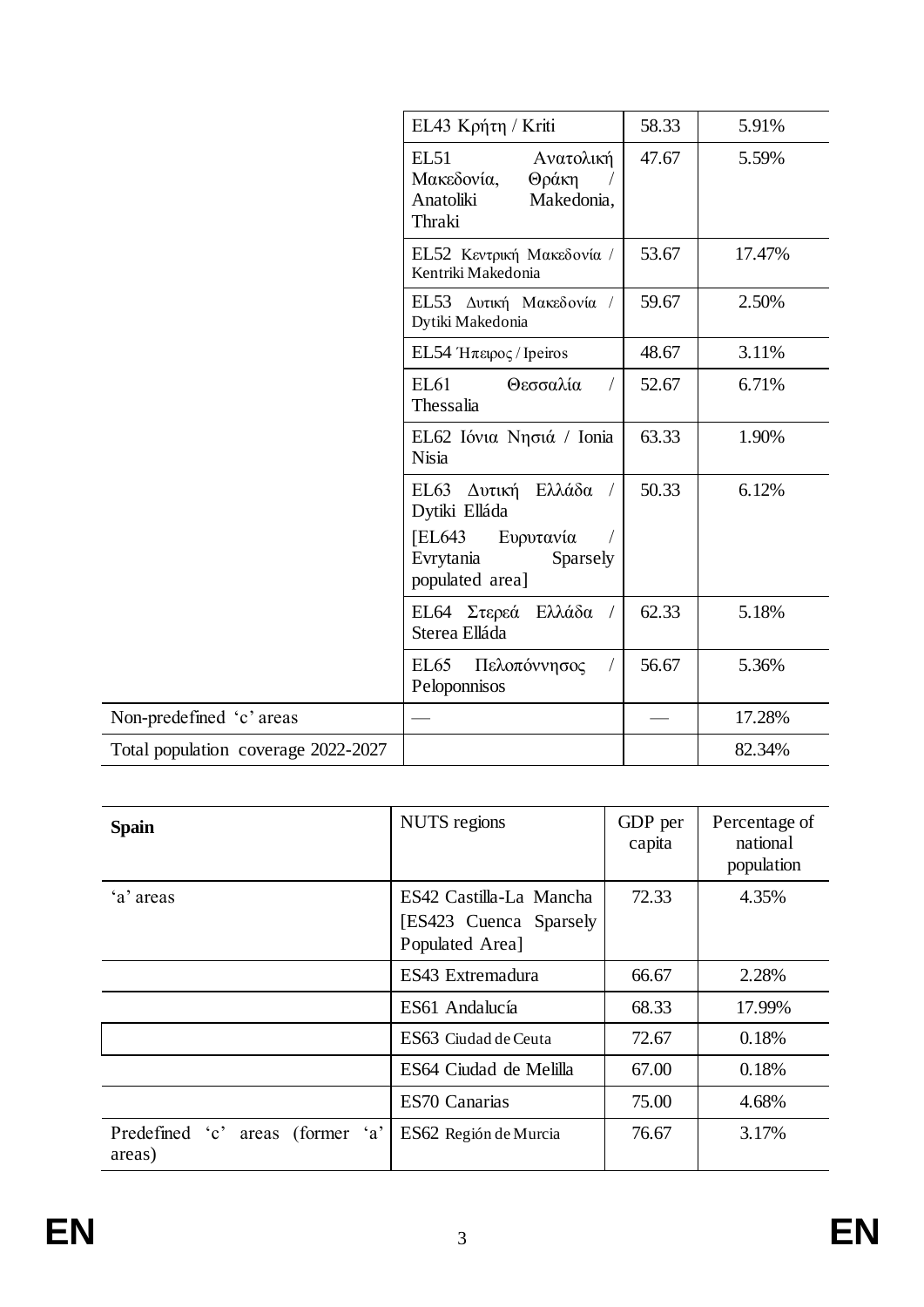|  |  |  |  |
|---|---|---|---|
|  | EL43 Κρήτη / Kriti | 58.33 | 5.91% |
|  | EL51 Ανατολική Μακεδονία, Θράκη / Anatoliki Makedonia, Thraki | 47.67 | 5.59% |
|  | EL52 Κεντρική Μακεδονία / Kentriki Makedonia | 53.67 | 17.47% |
|  | EL53 Δυτική Μακεδονία / Dytiki Makedonia | 59.67 | 2.50% |
|  | EL54 Ήπειρος / Ipeiros | 48.67 | 3.11% |
|  | EL61 Θεσσαλία / Thessalia | 52.67 | 6.71% |
|  | EL62 Ιόνια Νησιά / Ionia Nisia | 63.33 | 1.90% |
|  | EL63 Δυτική Ελλάδα / Dytiki Elláda [EL643 Ευρυτανία / Evrytania Sparsely populated area] | 50.33 | 6.12% |
|  | EL64 Στερεά Ελλάδα / Sterea Elláda | 62.33 | 5.18% |
|  | EL65 Πελοπόννησος / Peloponnisos | 56.67 | 5.36% |
| Non-predefined 'c' areas | — | — | 17.28% |
| Total population coverage 2022-2027 |  |  | 82.34% |

| **Spain** | NUTS regions | GDP per capita | Percentage of national population |
|---|---|---|---|
| 'a' areas | ES42 Castilla-La Mancha [ES423 Cuenca Sparsely Populated Area] | 72.33 | 4.35% |
|  | ES43 Extremadura | 66.67 | 2.28% |
|  | ES61 Andalucía | 68.33 | 17.99% |
|  | ES63 Ciudad de Ceuta | 72.67 | 0.18% |
|  | ES64 Ciudad de Melilla | 67.00 | 0.18% |
|  | ES70 Canarias | 75.00 | 4.68% |
| Predefined 'c' areas (former 'a' areas) | ES62 Región de Murcia | 76.67 | 3.17% |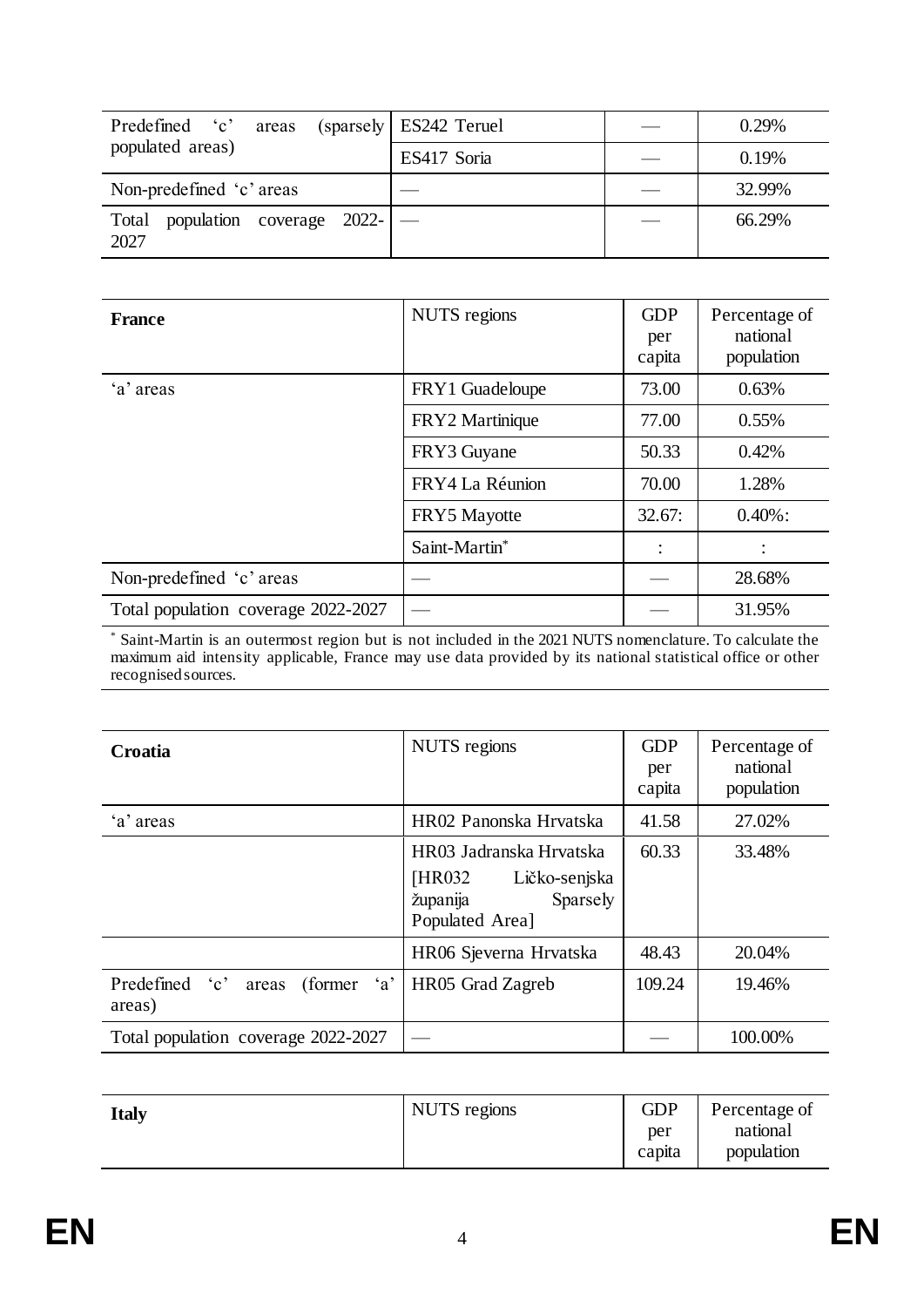| Predefined 'c' areas (sparsely populated areas) | ES242 Teruel | — | 0.29% |
|---|---|---|---|
| | ES417 Soria | — | 0.19% |
| Non-predefined 'c' areas | — | — | 32.99% |
| Total population coverage 2022-2027 | — | — | 66.29% |

| **France** | NUTS regions | GDP per capita | Percentage of national population |
|---|---|---|---|
| 'a' areas | FRY1 Guadeloupe | 73.00 | 0.63% |
| | FRY2 Martinique | 77.00 | 0.55% |
| | FRY3 Guyane | 50.33 | 0.42% |
| | FRY4 La Réunion | 70.00 | 1.28% |
| | FRY5 Mayotte | 32.67: | 0.40%: |
| | Saint-Martin* | : | : |
| Non-predefined 'c' areas | — | — | 28.68% |
| Total population coverage 2022-2027 | — | — | 31.95% |

* Saint-Martin is an outermost region but is not included in the 2021 NUTS nomenclature. To calculate the maximum aid intensity applicable, France may use data provided by its national statistical office or other recognised sources.

| **Croatia** | NUTS regions | GDP per capita | Percentage of national population |
|---|---|---|---|
| 'a' areas | HR02 Panonska Hrvatska | 41.58 | 27.02% |
| | HR03 Jadranska Hrvatska [HR032 Ličko-senjska županija Sparsely Populated Area] | 60.33 | 33.48% |
| | HR06 Sjeverna Hrvatska | 48.43 | 20.04% |
| Predefined 'c' areas (former 'a' areas) | HR05 Grad Zagreb | 109.24 | 19.46% |
| Total population coverage 2022-2027 | — | — | 100.00% |

| **Italy** | NUTS regions | GDP per capita | Percentage of national population |
|---|---|---|---|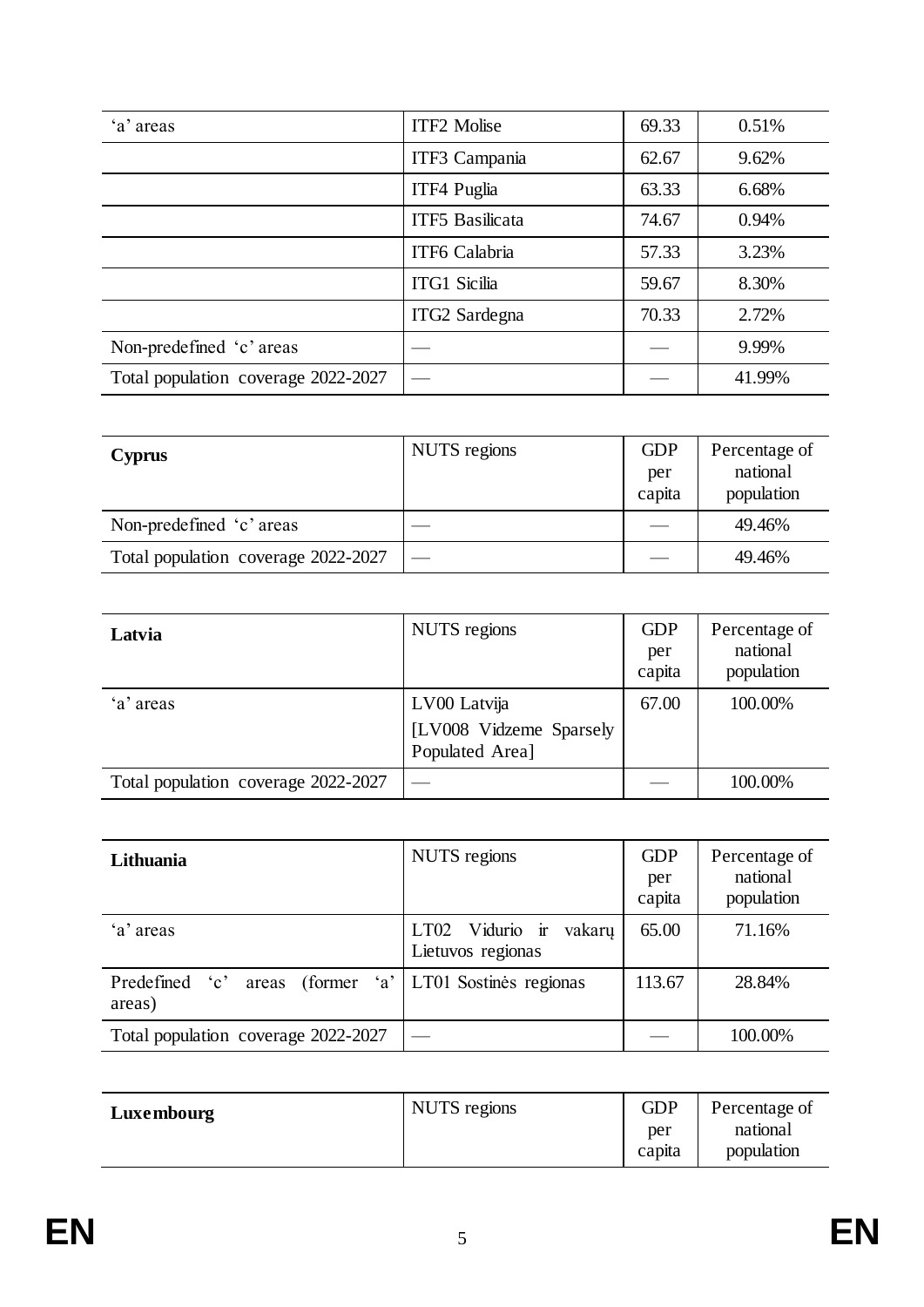| 'a' areas | ITF2 Molise | 69.33 | 0.51% |
|---|---|---|---|
| | ITF3 Campania | 62.67 | 9.62% |
| | ITF4 Puglia | 63.33 | 6.68% |
| | ITF5 Basilicata | 74.67 | 0.94% |
| | ITF6 Calabria | 57.33 | 3.23% |
| | ITG1 Sicilia | 59.67 | 8.30% |
| | ITG2 Sardegna | 70.33 | 2.72% |
| Non-predefined 'c' areas | — | — | 9.99% |
| Total population coverage 2022-2027 | — | — | 41.99% |

| **Cyprus** | NUTS regions | GDP per capita | Percentage of national population |
|---|---|---|---|
| Non-predefined 'c' areas | — | — | 49.46% |
| Total population coverage 2022-2027 | — | — | 49.46% |

| **Latvia** | NUTS regions | GDP per capita | Percentage of national population |
|---|---|---|---|
| 'a' areas | LV00 Latvija [LV008 Vidzeme Sparsely Populated Area] | 67.00 | 100.00% |
| Total population coverage 2022-2027 | — | — | 100.00% |

| **Lithuania** | NUTS regions | GDP per capita | Percentage of national population |
|---|---|---|---|
| 'a' areas | LT02 Vidurio ir vakarų Lietuvos regionas | 65.00 | 71.16% |
| Predefined 'c' areas (former 'a' areas) | LT01 Sostinės regionas | 113.67 | 28.84% |
| Total population coverage 2022-2027 | — | — | 100.00% |

| **Luxembourg** | NUTS regions | GDP per capita | Percentage of national population |
|---|---|---|---|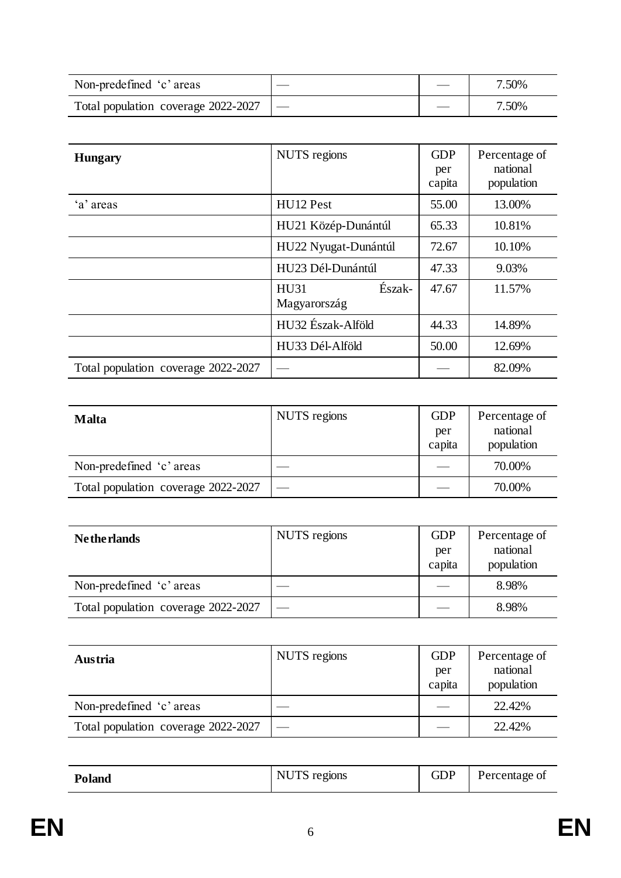| | | | |
|---|---|---|---|
| Non-predefined 'c' areas | — | — | 7.50% |
| Total population coverage 2022-2027 | — | — | 7.50% |

| **Hungary** | NUTS regions | GDP per capita | Percentage of national population |
|---|---|---|---|
| 'a' areas | HU12 Pest | 55.00 | 13.00% |
| | HU21 Közép-Dunántúl | 65.33 | 10.81% |
| | HU22 Nyugat-Dunántúl | 72.67 | 10.10% |
| | HU23 Dél-Dunántúl | 47.33 | 9.03% |
| | HU31 Észak-Magyarország | 47.67 | 11.57% |
| | HU32 Észak-Alföld | 44.33 | 14.89% |
| | HU33 Dél-Alföld | 50.00 | 12.69% |
| Total population coverage 2022-2027 | — | — | 82.09% |

| **Malta** | NUTS regions | GDP per capita | Percentage of national population |
|---|---|---|---|
| Non-predefined 'c' areas | — | — | 70.00% |
| Total population coverage 2022-2027 | — | — | 70.00% |

| **Netherlands** | NUTS regions | GDP per capita | Percentage of national population |
|---|---|---|---|
| Non-predefined 'c' areas | — | — | 8.98% |
| Total population coverage 2022-2027 | — | — | 8.98% |

| **Austria** | NUTS regions | GDP per capita | Percentage of national population |
|---|---|---|---|
| Non-predefined 'c' areas | — | — | 22.42% |
| Total population coverage 2022-2027 | — | — | 22.42% |

| **Poland** | NUTS regions | GDP | Percentage of |
|---|---|---|---|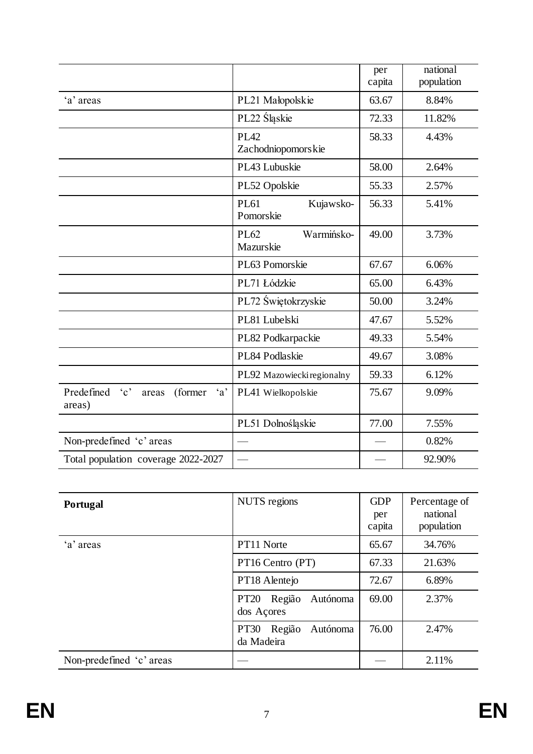| | | per capita | national population |
|---|---|---|---|
| 'a' areas | PL21 Małopolskie | 63.67 | 8.84% |
| | PL22 Śląskie | 72.33 | 11.82% |
| | PL42 Zachodniopomorskie | 58.33 | 4.43% |
| | PL43 Lubuskie | 58.00 | 2.64% |
| | PL52 Opolskie | 55.33 | 2.57% |
| | PL61 Kujawsko-Pomorskie | 56.33 | 5.41% |
| | PL62 Warmińsko-Mazurskie | 49.00 | 3.73% |
| | PL63 Pomorskie | 67.67 | 6.06% |
| | PL71 Łódzkie | 65.00 | 6.43% |
| | PL72 Świętokrzyskie | 50.00 | 3.24% |
| | PL81 Lubelski | 47.67 | 5.52% |
| | PL82 Podkarpackie | 49.33 | 5.54% |
| | PL84 Podlaskie | 49.67 | 3.08% |
| | PL92 Mazowiecki regionalny | 59.33 | 6.12% |
| Predefined 'c' areas (former 'a' areas) | PL41 Wielkopolskie | 75.67 | 9.09% |
| | PL51 Dolnośląskie | 77.00 | 7.55% |
| Non-predefined 'c' areas | — | — | 0.82% |
| Total population coverage 2022-2027 | — | — | 92.90% |

| **Portugal** | NUTS regions | GDP per capita | Percentage of national population |
|---|---|---|---|
| 'a' areas | PT11 Norte | 65.67 | 34.76% |
| | PT16 Centro (PT) | 67.33 | 21.63% |
| | PT18 Alentejo | 72.67 | 6.89% |
| | PT20 Região Autónoma dos Açores | 69.00 | 2.37% |
| | PT30 Região Autónoma da Madeira | 76.00 | 2.47% |
| Non-predefined 'c' areas | — | — | 2.11% |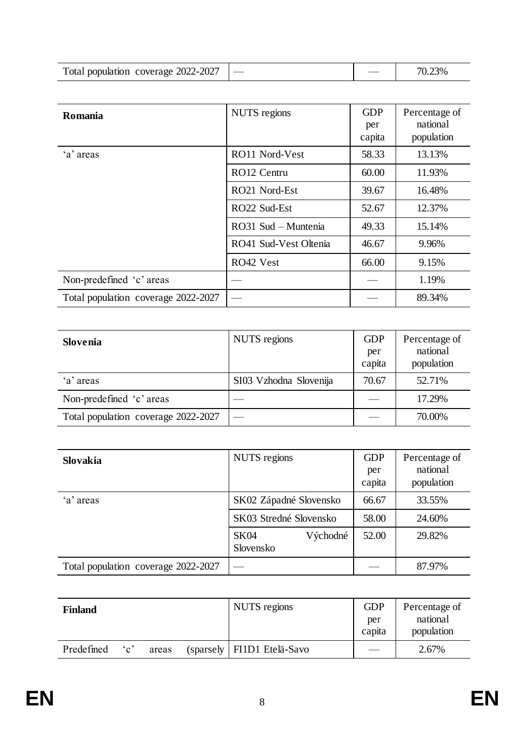| Total population coverage 2022-2027 | — | — | 70.23% |
|---|---|---|---|

| **Romania** | NUTS regions | GDP per capita | Percentage of national population |
|---|---|---|---|
| 'a' areas | RO11 Nord-Vest | 58.33 | 13.13% |
| | RO12 Centru | 60.00 | 11.93% |
| | RO21 Nord-Est | 39.67 | 16.48% |
| | RO22 Sud-Est | 52.67 | 12.37% |
| | RO31 Sud – Muntenia | 49.33 | 15.14% |
| | RO41 Sud-Vest Oltenia | 46.67 | 9.96% |
| | RO42 Vest | 66.00 | 9.15% |
| Non-predefined 'c' areas | — | — | 1.19% |
| Total population coverage 2022-2027 | — | — | 89.34% |

| **Slovenia** | NUTS regions | GDP per capita | Percentage of national population |
|---|---|---|---|
| 'a' areas | SI03 Vzhodna Slovenija | 70.67 | 52.71% |
| Non-predefined 'c' areas | — | — | 17.29% |
| Total population coverage 2022-2027 | — | — | 70.00% |

| **Slovakia** | NUTS regions | GDP per capita | Percentage of national population |
|---|---|---|---|
| 'a' areas | SK02 Západné Slovensko | 66.67 | 33.55% |
| | SK03 Stredné Slovensko | 58.00 | 24.60% |
| | SK04 Východné Slovensko | 52.00 | 29.82% |
| Total population coverage 2022-2027 | — | — | 87.97% |

| **Finland** | NUTS regions | GDP per capita | Percentage of national population |
|---|---|---|---|
| Predefined 'c' areas (sparsely | FI1D1 Etelä-Savo | — | 2.67% |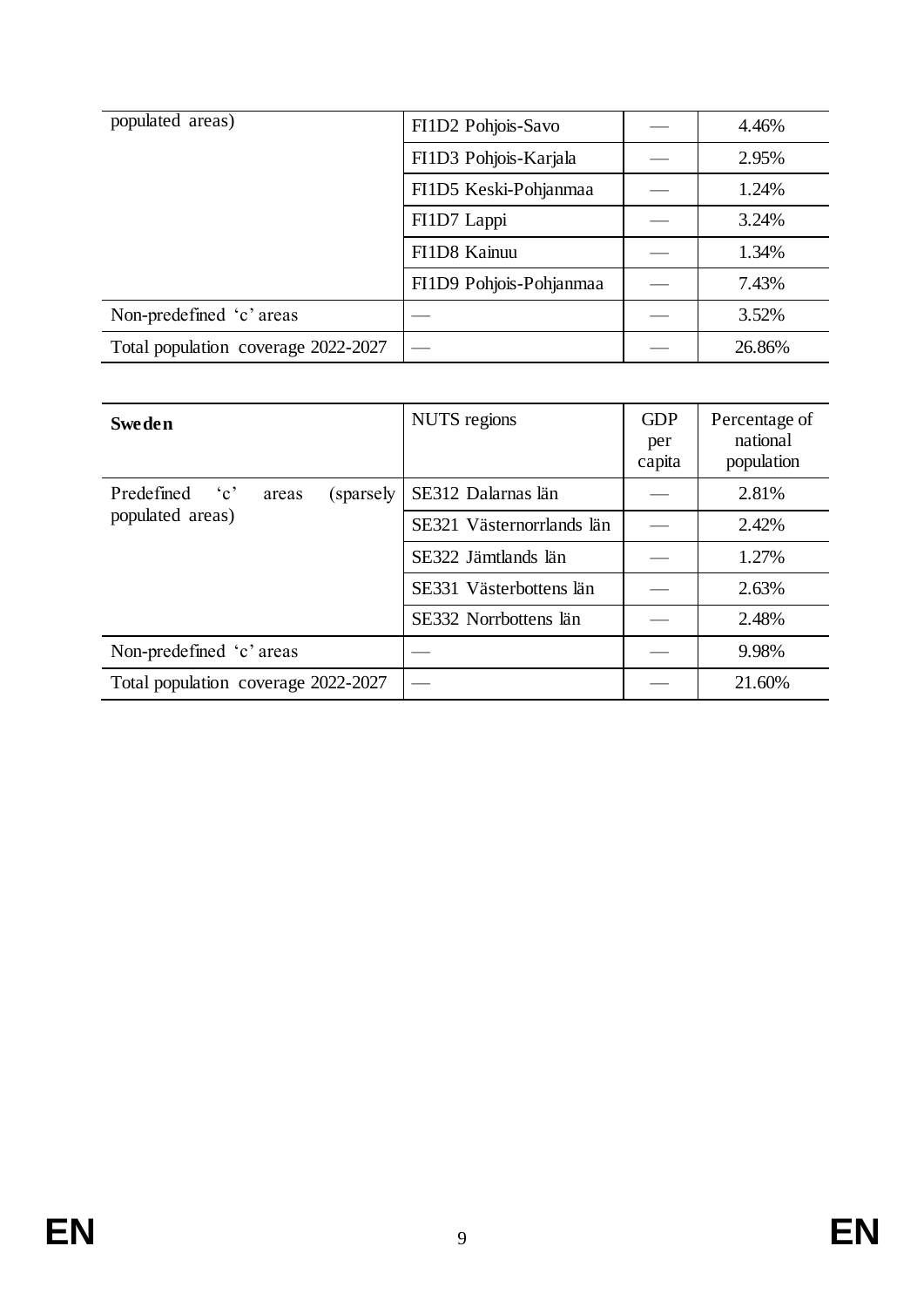| populated areas) | FI1D2 Pohjois-Savo | — | 4.46% |
|---|---|---|---|
| | FI1D3 Pohjois-Karjala | — | 2.95% |
| | FI1D5 Keski-Pohjanmaa | — | 1.24% |
| | FI1D7 Lappi | — | 3.24% |
| | FI1D8 Kainuu | — | 1.34% |
| | FI1D9 Pohjois-Pohjanmaa | — | 7.43% |
| Non-predefined 'c' areas | — | — | 3.52% |
| Total population coverage 2022-2027 | — | — | 26.86% |

| **Sweden** | NUTS regions | GDP per capita | Percentage of national population |
|---|---|---|---|
| Predefined 'c' areas (sparsely populated areas) | SE312 Dalarnas län | — | 2.81% |
| | SE321 Västernorrlands län | — | 2.42% |
| | SE322 Jämtlands län | — | 1.27% |
| | SE331 Västerbottens län | — | 2.63% |
| | SE332 Norrbottens län | — | 2.48% |
| Non-predefined 'c' areas | — | — | 9.98% |
| Total population coverage 2022-2027 | — | — | 21.60% |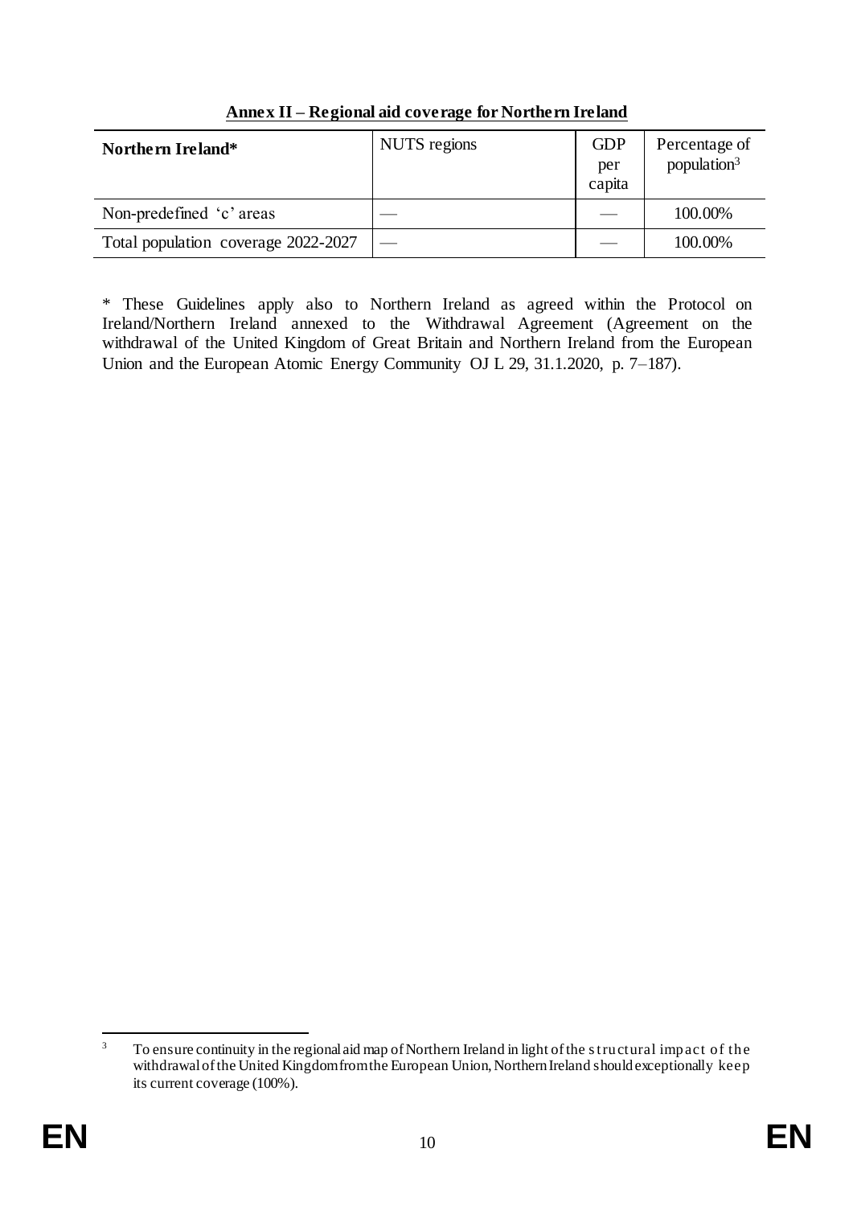**Annex II – Regional aid coverage for Northern Ireland**

| Northern Ireland* | NUTS regions | GDP per capita | Percentage of population[3] |
|---|---|---|---|
| Non-predefined 'c' areas | — | — | 100.00% |
| Total population coverage 2022-2027 | — | — | 100.00% |

\* These Guidelines apply also to Northern Ireland as agreed within the Protocol on Ireland/Northern Ireland annexed to the Withdrawal Agreement (Agreement on the withdrawal of the United Kingdom of Great Britain and Northern Ireland from the European Union and the European Atomic Energy Community OJ L 29, 31.1.2020, p. 7–187).

[3] To ensure continuity in the regional aid map of Northern Ireland in light of the structural impact of the withdrawal of the United Kingdom from the European Union, Northern Ireland should exceptionally keep its current coverage (100%).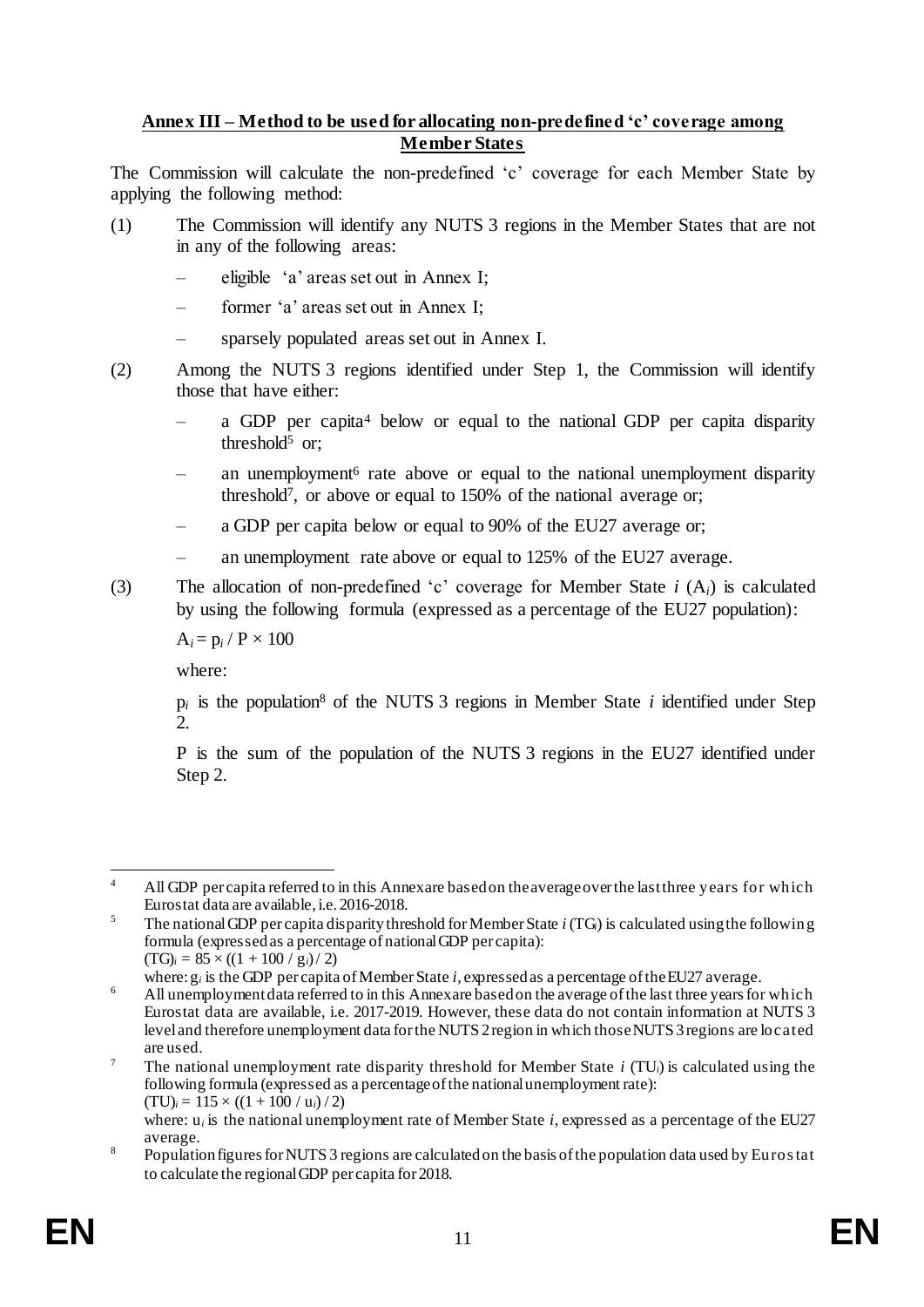## Annex III – Method to be used for allocating non-predefined 'c' coverage among Member States

The Commission will calculate the non-predefined 'c' coverage for each Member State by applying the following method:

(1) The Commission will identify any NUTS 3 regions in the Member States that are not in any of the following areas:

- eligible 'a' areas set out in Annex I;
- former 'a' areas set out in Annex I;
- sparsely populated areas set out in Annex I.

(2) Among the NUTS 3 regions identified under Step 1, the Commission will identify those that have either:

- a GDP per capita[4] below or equal to the national GDP per capita disparity threshold[5] or;
- an unemployment[6] rate above or equal to the national unemployment disparity threshold[7], or above or equal to 150% of the national average or;
- a GDP per capita below or equal to 90% of the EU27 average or;
- an unemployment rate above or equal to 125% of the EU27 average.

(3) The allocation of non-predefined 'c' coverage for Member State $i$ ($A_i$) is calculated by using the following formula (expressed as a percentage of the EU27 population):

$A_i = p_i / P \times 100$

where:

$p_i$ is the population[8] of the NUTS 3 regions in Member State $i$ identified under Step 2.

P is the sum of the population of the NUTS 3 regions in the EU27 identified under Step 2.

---

[4] All GDP per capita referred to in this Annex are based on the average over the last three years for which Eurostat data are available, i.e. 2016-2018.

[5] The national GDP per capita disparity threshold for Member State $i$ ($TG_i$) is calculated using the following formula (expressed as a percentage of national GDP per capita):
$(TG)_i = 85 \times ((1 + 100 / g_i) / 2)$
where: $g_i$ is the GDP per capita of Member State $i$, expressed as a percentage of the EU27 average.

[6] All unemployment data referred to in this Annex are based on the average of the last three years for which Eurostat data are available, i.e. 2017-2019. However, these data do not contain information at NUTS 3 level and therefore unemployment data for the NUTS 2 region in which those NUTS 3 regions are located are used.

[7] The national unemployment rate disparity threshold for Member State $i$ ($TU_i$) is calculated using the following formula (expressed as a percentage of the national unemployment rate):
$(TU)_i = 115 \times ((1 + 100 / u_i) / 2)$
where: $u_i$ is the national unemployment rate of Member State $i$, expressed as a percentage of the EU27 average.

[8] Population figures for NUTS 3 regions are calculated on the basis of the population data used by Eurostat to calculate the regional GDP per capita for 2018.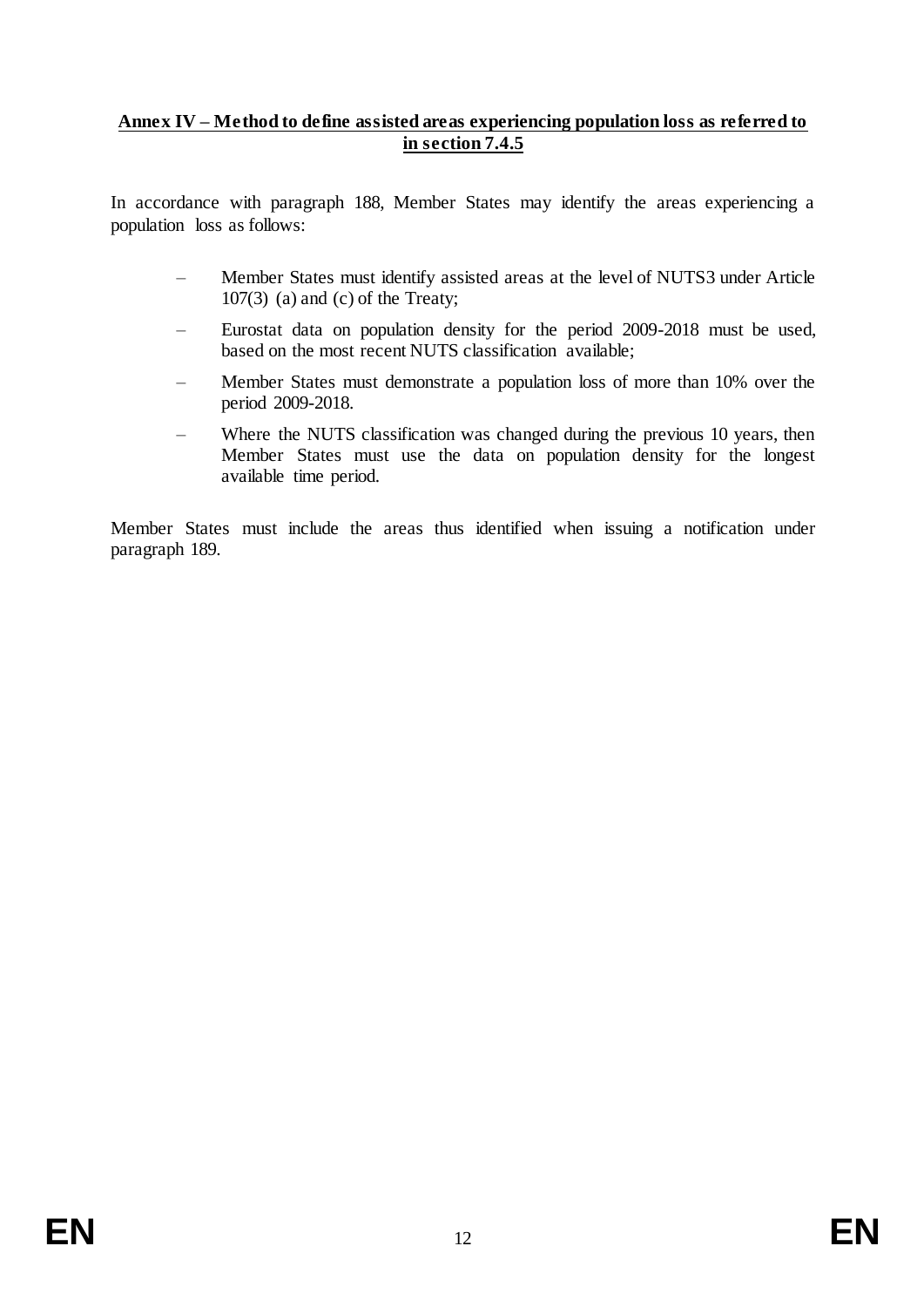## Annex IV – Method to define assisted areas experiencing population loss as referred to in section 7.4.5

In accordance with paragraph 188, Member States may identify the areas experiencing a population loss as follows:

- Member States must identify assisted areas at the level of NUTS3 under Article 107(3) (a) and (c) of the Treaty;
- Eurostat data on population density for the period 2009-2018 must be used, based on the most recent NUTS classification available;
- Member States must demonstrate a population loss of more than 10% over the period 2009-2018.
- Where the NUTS classification was changed during the previous 10 years, then Member States must use the data on population density for the longest available time period.

Member States must include the areas thus identified when issuing a notification under paragraph 189.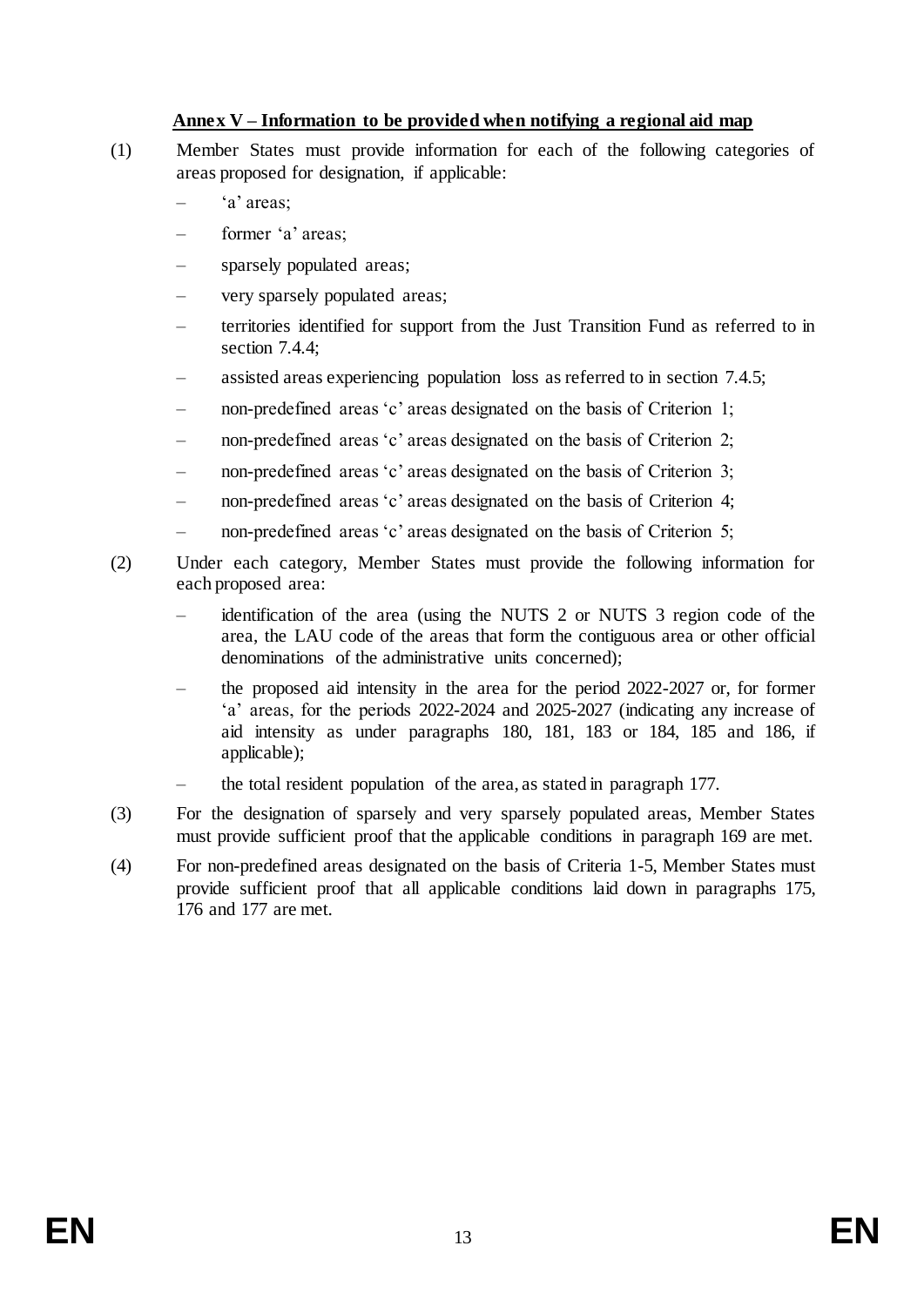## Annex V – Information to be provided when notifying a regional aid map

(1) Member States must provide information for each of the following categories of areas proposed for designation, if applicable:

- 'a' areas;
- former 'a' areas;
- sparsely populated areas;
- very sparsely populated areas;
- territories identified for support from the Just Transition Fund as referred to in section 7.4.4;
- assisted areas experiencing population loss as referred to in section 7.4.5;
- non-predefined areas 'c' areas designated on the basis of Criterion 1;
- non-predefined areas 'c' areas designated on the basis of Criterion 2;
- non-predefined areas 'c' areas designated on the basis of Criterion 3;
- non-predefined areas 'c' areas designated on the basis of Criterion 4;
- non-predefined areas 'c' areas designated on the basis of Criterion 5;

(2) Under each category, Member States must provide the following information for each proposed area:

- identification of the area (using the NUTS 2 or NUTS 3 region code of the area, the LAU code of the areas that form the contiguous area or other official denominations of the administrative units concerned);
- the proposed aid intensity in the area for the period 2022-2027 or, for former 'a' areas, for the periods 2022-2024 and 2025-2027 (indicating any increase of aid intensity as under paragraphs 180, 181, 183 or 184, 185 and 186, if applicable);
- the total resident population of the area, as stated in paragraph 177.

(3) For the designation of sparsely and very sparsely populated areas, Member States must provide sufficient proof that the applicable conditions in paragraph 169 are met.

(4) For non-predefined areas designated on the basis of Criteria 1-5, Member States must provide sufficient proof that all applicable conditions laid down in paragraphs 175, 176 and 177 are met.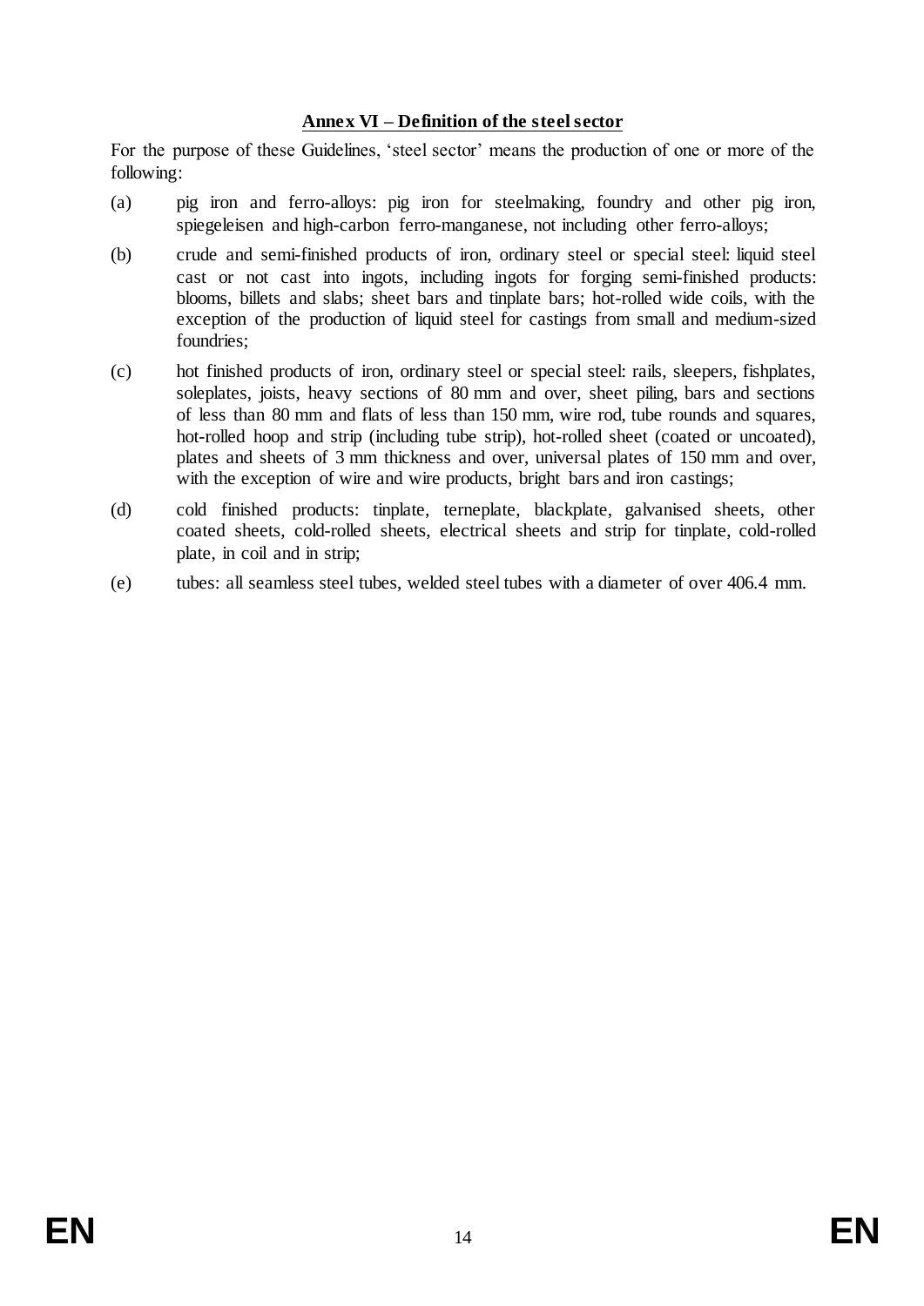## Annex VI – Definition of the steel sector

For the purpose of these Guidelines, 'steel sector' means the production of one or more of the following:

(a) pig iron and ferro-alloys: pig iron for steelmaking, foundry and other pig iron, spiegeleisen and high-carbon ferro-manganese, not including other ferro-alloys;

(b) crude and semi-finished products of iron, ordinary steel or special steel: liquid steel cast or not cast into ingots, including ingots for forging semi-finished products: blooms, billets and slabs; sheet bars and tinplate bars; hot-rolled wide coils, with the exception of the production of liquid steel for castings from small and medium-sized foundries;

(c) hot finished products of iron, ordinary steel or special steel: rails, sleepers, fishplates, soleplates, joists, heavy sections of 80 mm and over, sheet piling, bars and sections of less than 80 mm and flats of less than 150 mm, wire rod, tube rounds and squares, hot-rolled hoop and strip (including tube strip), hot-rolled sheet (coated or uncoated), plates and sheets of 3 mm thickness and over, universal plates of 150 mm and over, with the exception of wire and wire products, bright bars and iron castings;

(d) cold finished products: tinplate, terneplate, blackplate, galvanised sheets, other coated sheets, cold-rolled sheets, electrical sheets and strip for tinplate, cold-rolled plate, in coil and in strip;

(e) tubes: all seamless steel tubes, welded steel tubes with a diameter of over 406.4 mm.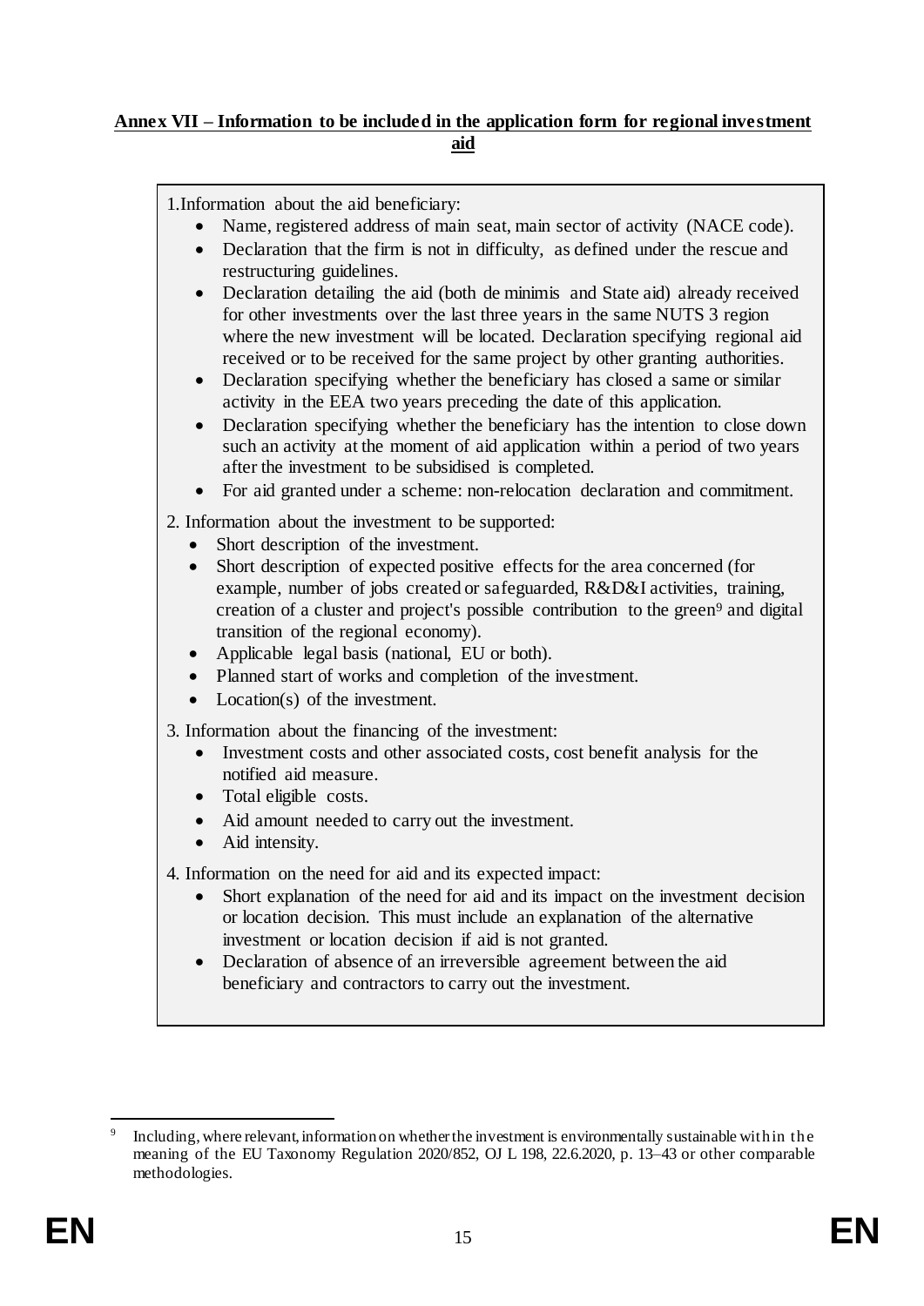**Annex VII – Information to be included in the application form for regional investment aid**

1. Information about the aid beneficiary:
    - Name, registered address of main seat, main sector of activity (NACE code).
    - Declaration that the firm is not in difficulty, as defined under the rescue and restructuring guidelines.
    - Declaration detailing the aid (both de minimis and State aid) already received for other investments over the last three years in the same NUTS 3 region where the new investment will be located. Declaration specifying regional aid received or to be received for the same project by other granting authorities.
    - Declaration specifying whether the beneficiary has closed a same or similar activity in the EEA two years preceding the date of this application.
    - Declaration specifying whether the beneficiary has the intention to close down such an activity at the moment of aid application within a period of two years after the investment to be subsidised is completed.
    - For aid granted under a scheme: non-relocation declaration and commitment.

2. Information about the investment to be supported:
    - Short description of the investment.
    - Short description of expected positive effects for the area concerned (for example, number of jobs created or safeguarded, R&D&I activities, training, creation of a cluster and project's possible contribution to the green[9] and digital transition of the regional economy).
    - Applicable legal basis (national, EU or both).
    - Planned start of works and completion of the investment.
    - Location(s) of the investment.

3. Information about the financing of the investment:
    - Investment costs and other associated costs, cost benefit analysis for the notified aid measure.
    - Total eligible costs.
    - Aid amount needed to carry out the investment.
    - Aid intensity.

4. Information on the need for aid and its expected impact:
    - Short explanation of the need for aid and its impact on the investment decision or location decision. This must include an explanation of the alternative investment or location decision if aid is not granted.
    - Declaration of absence of an irreversible agreement between the aid beneficiary and contractors to carry out the investment.

---

[9] Including, where relevant, information on whether the investment is environmentally sustainable within the meaning of the EU Taxonomy Regulation 2020/852, OJ L 198, 22.6.2020, p. 13–43 or other comparable methodologies.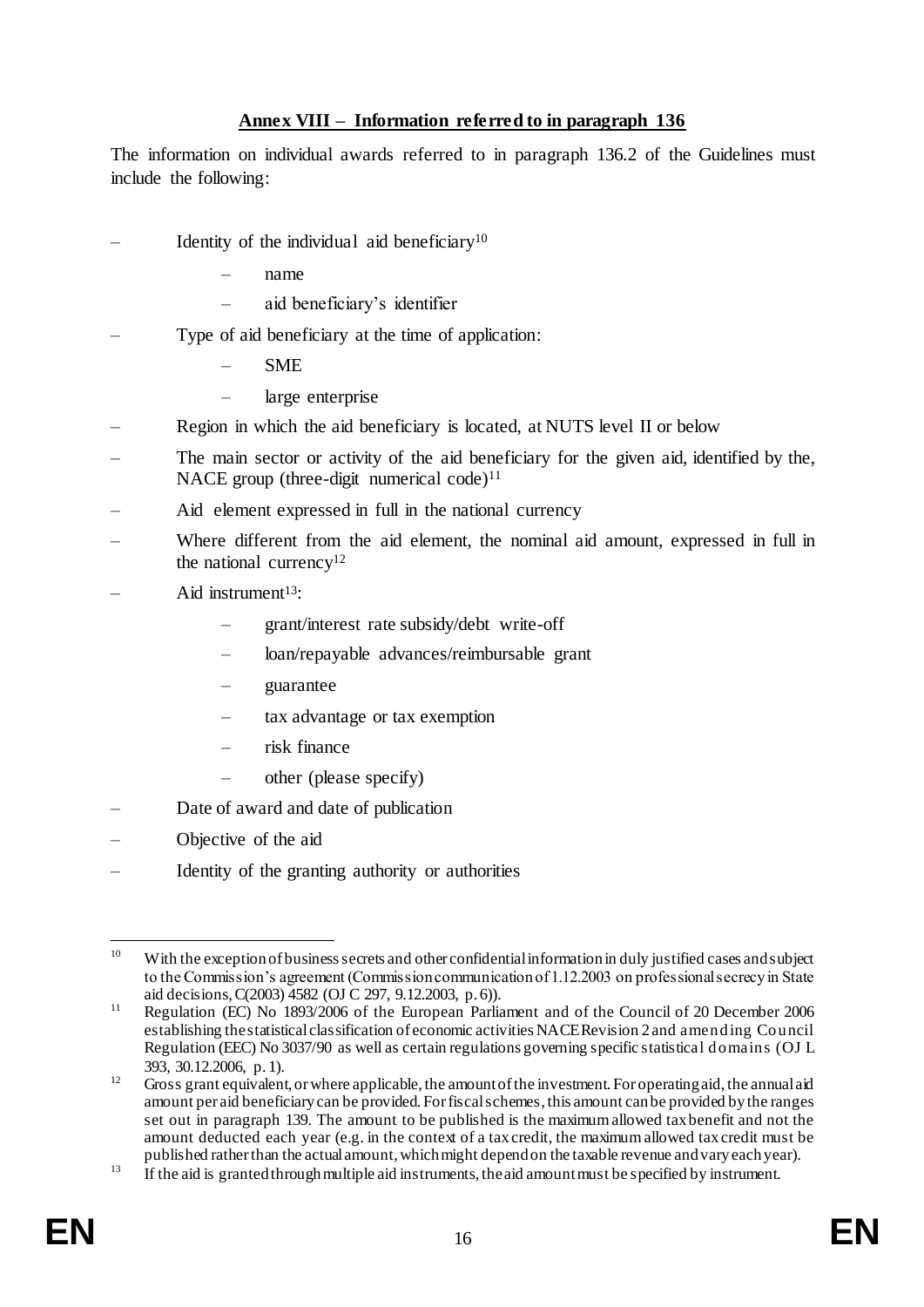## Annex VIII – Information referred to in paragraph 136

The information on individual awards referred to in paragraph 136.2 of the Guidelines must include the following:

- Identity of the individual aid beneficiary[10]
  - name
  - aid beneficiary's identifier
- Type of aid beneficiary at the time of application:
  - SME
  - large enterprise
- Region in which the aid beneficiary is located, at NUTS level II or below
- The main sector or activity of the aid beneficiary for the given aid, identified by the, NACE group (three-digit numerical code)[11]
- Aid element expressed in full in the national currency
- Where different from the aid element, the nominal aid amount, expressed in full in the national currency[12]
- Aid instrument[13]:
  - grant/interest rate subsidy/debt write-off
  - loan/repayable advances/reimbursable grant
  - guarantee
  - tax advantage or tax exemption
  - risk finance
  - other (please specify)
- Date of award and date of publication
- Objective of the aid
- Identity of the granting authority or authorities

---

[10] With the exception of business secrets and other confidential information in duly justified cases and subject to the Commission's agreement (Commission communication of 1.12.2003 on professional secrecy in State aid decisions, C(2003) 4582 (OJ C 297, 9.12.2003, p. 6)).

[11] Regulation (EC) No 1893/2006 of the European Parliament and of the Council of 20 December 2006 establishing the statistical classification of economic activities NACE Revision 2 and amending Council Regulation (EEC) No 3037/90 as well as certain regulations governing specific statistical domains (OJ L 393, 30.12.2006, p. 1).

[12] Gross grant equivalent, or where applicable, the amount of the investment. For operating aid, the annual aid amount per aid beneficiary can be provided. For fiscal schemes, this amount can be provided by the ranges set out in paragraph 139. The amount to be published is the maximum allowed tax benefit and not the amount deducted each year (e.g. in the context of a tax credit, the maximum allowed tax credit must be published rather than the actual amount, which might depend on the taxable revenue and vary each year).

[13] If the aid is granted through multiple aid instruments, the aid amount must be specified by instrument.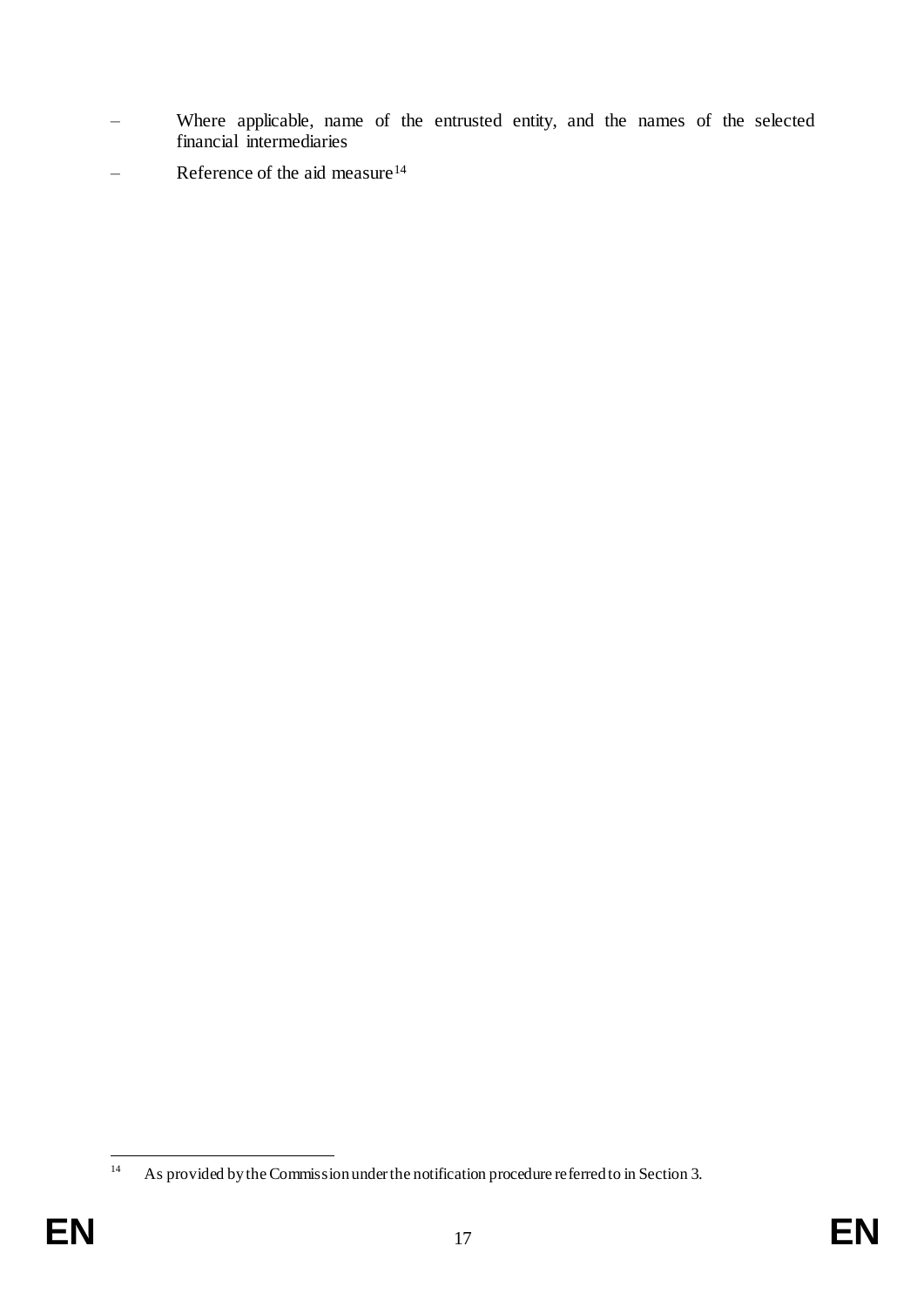- Where applicable, name of the entrusted entity, and the names of the selected financial intermediaries
- Reference of the aid measure[14]

[14] As provided by the Commission under the notification procedure referred to in Section 3.